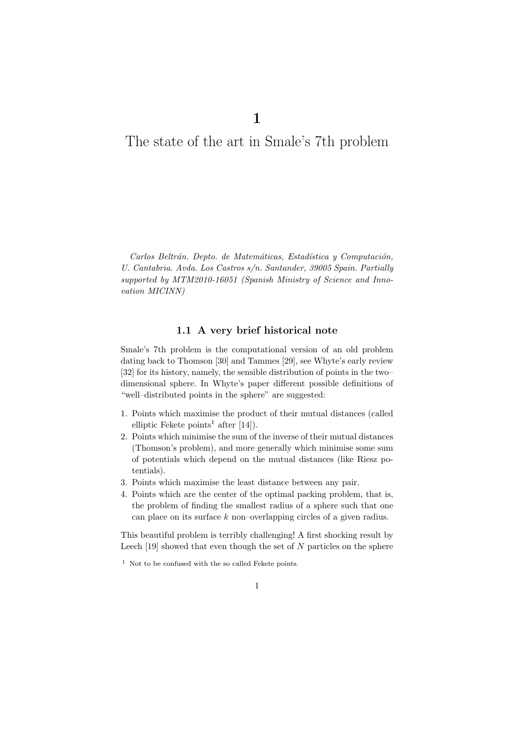# 1

# The state of the art in Smale's 7th problem

*Carlos Beltrán. Depto. de Matemáticas, Estadística y Computación, U. Cantabria. Avda. Los Castros s/n. Santander, 39005 Spain. Partially supported by MTM2010-16051 (Spanish Ministry of Science and Innovation MICINN)*

## 1.1 A very brief historical note

Smale's 7th problem is the computational version of an old problem dating back to Thomson [30] and Tammes [29], see Whyte's early review [32] for its history, namely, the sensible distribution of points in the two–dimensional sphere. In Whyte's paper different possible definitions of "well–distributed points in the sphere" are suggested:

1. Points which maximise the product of their mutual distances (called elliptic Fekete points[1] after [14]).
2. Points which minimise the sum of the inverse of their mutual distances (Thomson's problem), and more generally which minimise some sum of potentials which depend on the mutual distances (like Riesz potentials).
3. Points which maximise the least distance between any pair.
4. Points which are the center of the optimal packing problem, that is, the problem of finding the smallest radius of a sphere such that one can place on its surface $k$ non–overlapping circles of a given radius.

This beautiful problem is terribly challenging! A first shocking result by Leech [19] showed that even though the set of $N$ particles on the sphere

[1] Not to be confused with the so called Fekete points.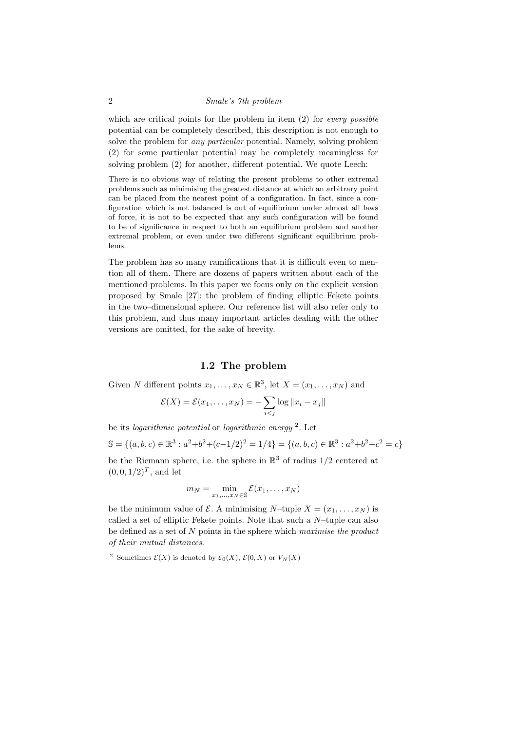which are critical points for the problem in item (2) for *every possible* potential can be completely described, this description is not enough to solve the problem for *any particular* potential. Namely, solving problem (2) for some particular potential may be completely meaningless for solving problem (2) for another, different potential. We quote Leech:

> There is no obvious way of relating the present problems to other extremal problems such as minimising the greatest distance at which an arbitrary point can be placed from the nearest point of a configuration. In fact, since a configuration which is not balanced is out of equilibrium under almost all laws of force, it is not to be expected that any such configuration will be found to be of significance in respect to both an equilibrium problem and another extremal problem, or even under two different significant equilibrium problems.

The problem has so many ramifications that it is difficult even to mention all of them. There are dozens of papers written about each of the mentioned problems. In this paper we focus only on the explicit version proposed by Smale [27]: the problem of finding elliptic Fekete points in the two–dimensional sphere. Our reference list will also refer only to this problem, and thus many important articles dealing with the other versions are omitted, for the sake of brevity.

### 1.2 The problem

Given $N$ different points $x_1, \ldots, x_N \in \mathbb{R}^3$, let $X = (x_1, \ldots, x_N)$ and

$$\mathcal{E}(X) = \mathcal{E}(x_1, \ldots, x_N) = -\sum_{i<j} \log \|x_i - x_j\|$$

be its *logarithmic potential* or *logarithmic energy* [2]. Let

$$\mathbb{S} = \{(a, b, c) \in \mathbb{R}^3 : a^2+b^2+(c-1/2)^2 = 1/4\} = \{(a, b, c) \in \mathbb{R}^3 : a^2+b^2+c^2 = c\}$$

be the Riemann sphere, i.e. the sphere in $\mathbb{R}^3$ of radius $1/2$ centered at $(0, 0, 1/2)^T$, and let

$$m_N = \min_{x_1,\ldots,x_N \in \mathbb{S}} \mathcal{E}(x_1, \ldots, x_N)$$

be the minimum value of $\mathcal{E}$. A minimising $N$–tuple $X = (x_1, \ldots, x_N)$ is called a set of elliptic Fekete points. Note that such a $N$–tuple can also be defined as a set of $N$ points in the sphere which *maximise the product of their mutual distances*.

[2] Sometimes $\mathcal{E}(X)$ is denoted by $\mathcal{E}_0(X)$, $\mathcal{E}(0, X)$ or $V_N(X)$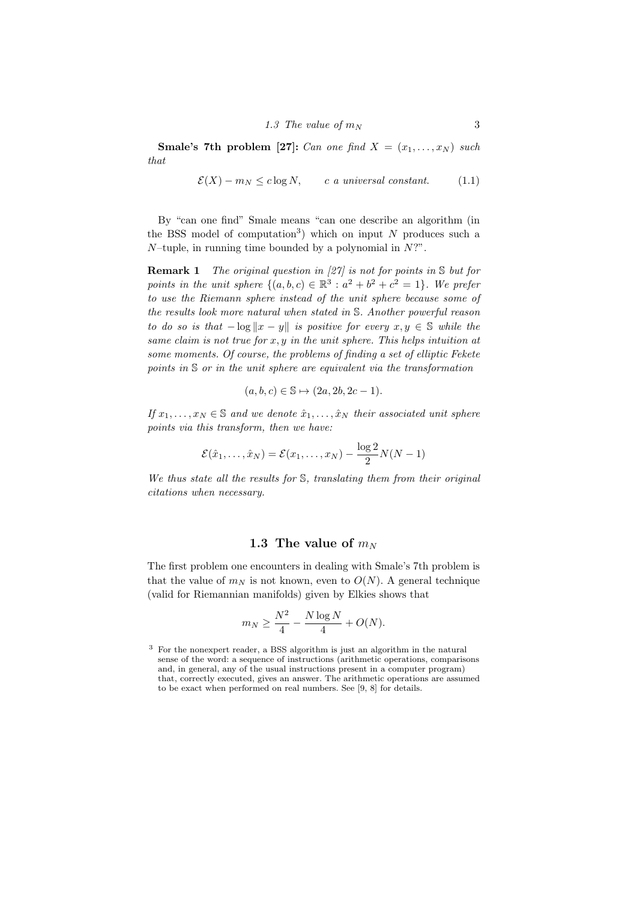**Smale's 7th problem [27]:** *Can one find $X = (x_1, \ldots, x_N)$ such that*

$$\mathcal{E}(X) - m_N \leq c \log N, \qquad c \text{ a universal constant.} \tag{1.1}$$

By "can one find" Smale means "can one describe an algorithm (in the BSS model of computation[3]) which on input $N$ produces such a $N$–tuple, in running time bounded by a polynomial in $N$?".

**Remark 1** *The original question in [27] is not for points in $\mathbb{S}$ but for points in the unit sphere $\{(a, b, c) \in \mathbb{R}^3 : a^2 + b^2 + c^2 = 1\}$. We prefer to use the Riemann sphere instead of the unit sphere because some of the results look more natural when stated in $\mathbb{S}$. Another powerful reason to do so is that $-\log \|x - y\|$ is positive for every $x, y \in \mathbb{S}$ while the same claim is not true for $x, y$ in the unit sphere. This helps intuition at some moments. Of course, the problems of finding a set of elliptic Fekete points in $\mathbb{S}$ or in the unit sphere are equivalent via the transformation*

$$(a, b, c) \in \mathbb{S} \mapsto (2a, 2b, 2c - 1).$$

*If $x_1, \ldots, x_N \in \mathbb{S}$ and we denote $\hat{x}_1, \ldots, \hat{x}_N$ their associated unit sphere points via this transform, then we have:*

$$\mathcal{E}(\hat{x}_1, \ldots, \hat{x}_N) = \mathcal{E}(x_1, \ldots, x_N) - \frac{\log 2}{2} N(N-1)$$

*We thus state all the results for $\mathbb{S}$, translating them from their original citations when necessary.*

## 1.3 The value of $m_N$

The first problem one encounters in dealing with Smale's 7th problem is that the value of $m_N$ is not known, even to $O(N)$. A general technique (valid for Riemannian manifolds) given by Elkies shows that

$$m_N \geq \frac{N^2}{4} - \frac{N \log N}{4} + O(N).$$

[3] For the nonexpert reader, a BSS algorithm is just an algorithm in the natural sense of the word: a sequence of instructions (arithmetic operations, comparisons and, in general, any of the usual instructions present in a computer program) that, correctly executed, gives an answer. The arithmetic operations are assumed to be exact when performed on real numbers. See [9, 8] for details.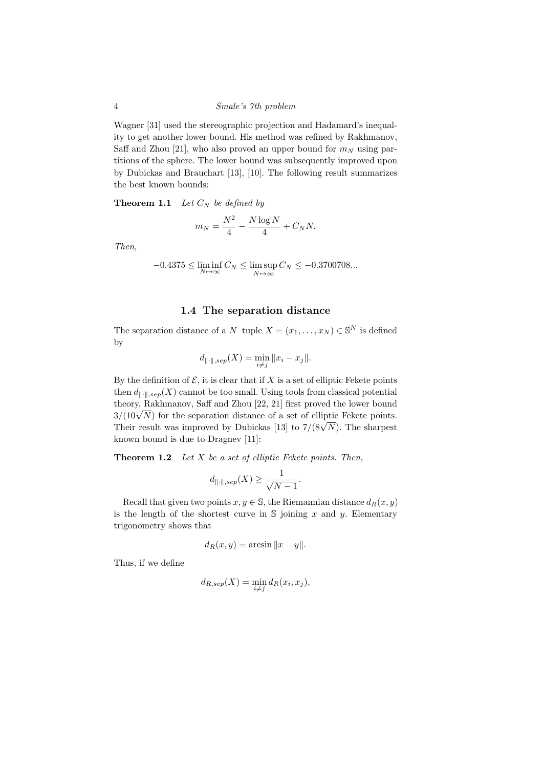Wagner [31] used the stereographic projection and Hadamard's inequality to get another lower bound. His method was refined by Rakhmanov, Saff and Zhou [21], who also proved an upper bound for $m_N$ using partitions of the sphere. The lower bound was subsequently improved upon by Dubickas and Brauchart [13], [10]. The following result summarizes the best known bounds:

**Theorem 1.1** *Let $C_N$ be defined by*

$$m_N = \frac{N^2}{4} - \frac{N \log N}{4} + C_N N.$$

*Then,*

$$-0.4375 \leq \liminf_{N \mapsto \infty} C_N \leq \limsup_{N \mapsto \infty} C_N \leq -0.3700708...$$

## 1.4 The separation distance

The separation distance of a $N$–tuple $X = (x_1, \ldots, x_N) \in \mathbb{S}^N$ is defined by

$$d_{\|\cdot\|,sep}(X) = \min_{i \neq j} \|x_i - x_j\|.$$

By the definition of $\mathcal{E}$, it is clear that if $X$ is a set of elliptic Fekete points then $d_{\|\cdot\|,sep}(X)$ cannot be too small. Using tools from classical potential theory, Rakhmanov, Saff and Zhou [22, 21] first proved the lower bound $3/(10\sqrt{N})$ for the separation distance of a set of elliptic Fekete points. Their result was improved by Dubickas [13] to $7/(8\sqrt{N})$. The sharpest known bound is due to Dragnev [11]:

**Theorem 1.2** *Let $X$ be a set of elliptic Fekete points. Then,*

$$d_{\|\cdot\|,sep}(X) \geq \frac{1}{\sqrt{N-1}}.$$

Recall that given two points $x, y \in \mathbb{S}$, the Riemannian distance $d_R(x, y)$ is the length of the shortest curve in $\mathbb{S}$ joining $x$ and $y$. Elementary trigonometry shows that

$$d_R(x, y) = \arcsin \|x - y\|.$$

Thus, if we define

$$d_{R,sep}(X) = \min_{i \neq j} d_R(x_i, x_j),$$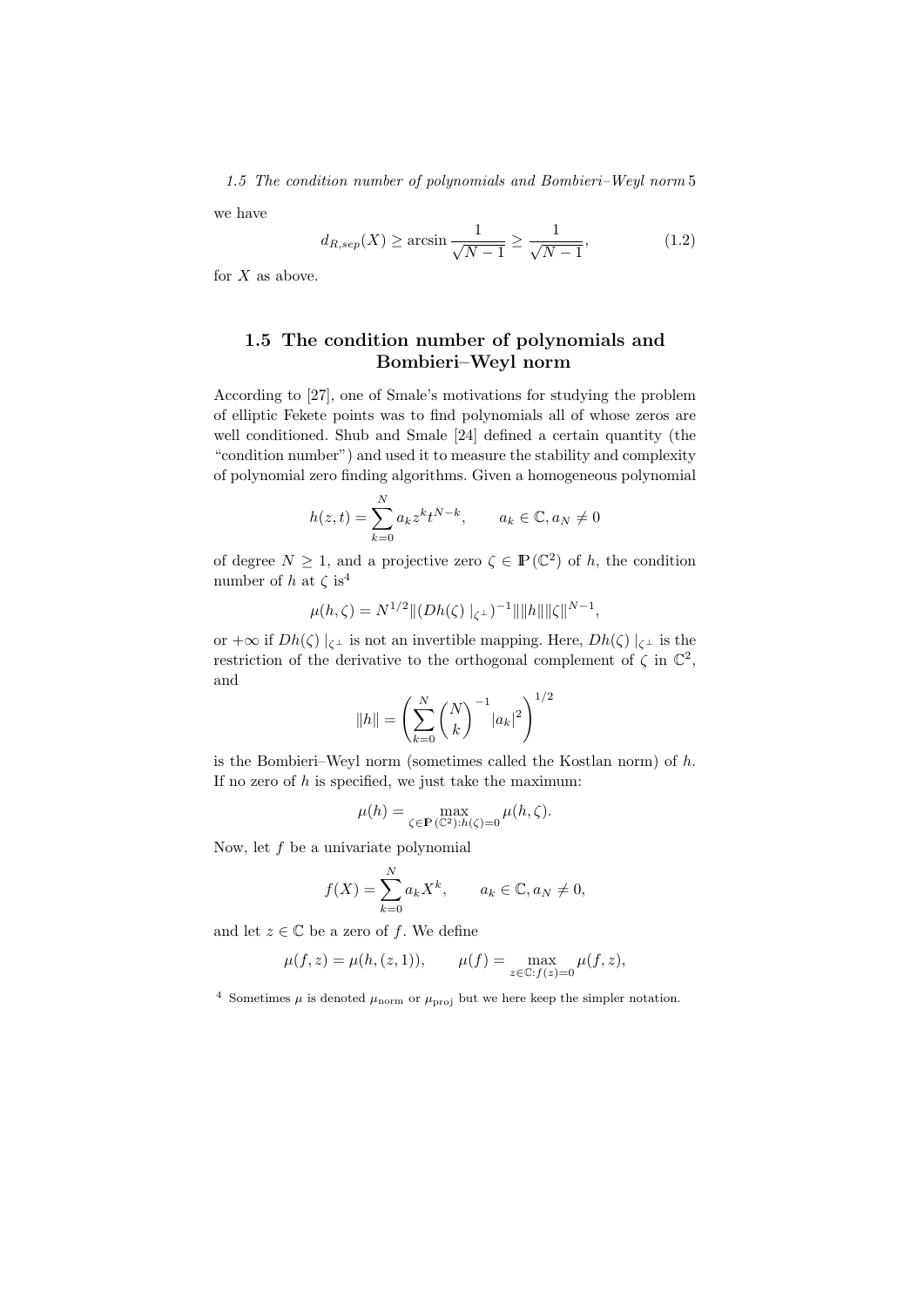we have

$$d_{R,sep}(X) \geq \arcsin \frac{1}{\sqrt{N-1}} \geq \frac{1}{\sqrt{N-1}}, \tag{1.2}$$

for $X$ as above.

## 1.5 The condition number of polynomials and Bombieri–Weyl norm

According to [27], one of Smale's motivations for studying the problem of elliptic Fekete points was to find polynomials all of whose zeros are well conditioned. Shub and Smale [24] defined a certain quantity (the "condition number") and used it to measure the stability and complexity of polynomial zero finding algorithms. Given a homogeneous polynomial

$$h(z,t) = \sum_{k=0}^{N} a_k z^k t^{N-k}, \qquad a_k \in \mathbb{C}, a_N \neq 0$$

of degree $N \geq 1$, and a projective zero $\zeta \in \mathbb{P}(\mathbb{C}^2)$ of $h$, the condition number of $h$ at $\zeta$ is[4]

$$\mu(h,\zeta) = N^{1/2} \|(Dh(\zeta)\mid_{\zeta^\perp})^{-1}\| \|h\| \|\zeta\|^{N-1},$$

or $+\infty$ if $Dh(\zeta)\mid_{\zeta^\perp}$ is not an invertible mapping. Here, $Dh(\zeta)\mid_{\zeta^\perp}$ is the restriction of the derivative to the orthogonal complement of $\zeta$ in $\mathbb{C}^2$, and

$$\|h\| = \left( \sum_{k=0}^{N} \binom{N}{k}^{-1} |a_k|^2 \right)^{1/2}$$

is the Bombieri–Weyl norm (sometimes called the Kostlan norm) of $h$. If no zero of $h$ is specified, we just take the maximum:

$$\mu(h) = \max_{\zeta \in \mathbb{P}(\mathbb{C}^2): h(\zeta)=0} \mu(h,\zeta).$$

Now, let $f$ be a univariate polynomial

$$f(X) = \sum_{k=0}^{N} a_k X^k, \qquad a_k \in \mathbb{C}, a_N \neq 0,$$

and let $z \in \mathbb{C}$ be a zero of $f$. We define

$$\mu(f,z) = \mu(h,(z,1)), \qquad \mu(f) = \max_{z \in \mathbb{C}: f(z)=0} \mu(f,z),$$

[4] Sometimes $\mu$ is denoted $\mu_{\text{norm}}$ or $\mu_{\text{proj}}$ but we here keep the simpler notation.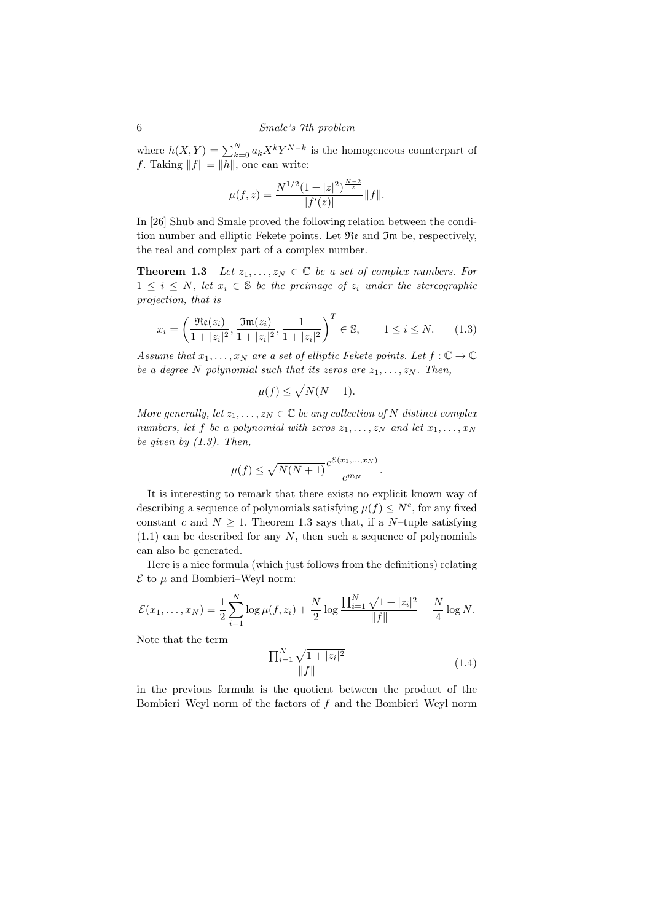where $h(X,Y) = \sum_{k=0}^{N} a_k X^k Y^{N-k}$ is the homogeneous counterpart of $f$. Taking $\|f\| = \|h\|$, one can write:

$$\mu(f, z) = \frac{N^{1/2}(1 + |z|^2)^{\frac{N-2}{2}}}{|f'(z)|}\|f\|.$$

In [26] Shub and Smale proved the following relation between the condition number and elliptic Fekete points. Let $\mathfrak{Re}$ and $\mathfrak{Im}$ be, respectively, the real and complex part of a complex number.

**Theorem 1.3** *Let $z_1, \ldots, z_N \in \mathbb{C}$ be a set of complex numbers. For $1 \leq i \leq N$, let $x_i \in \mathbb{S}$ be the preimage of $z_i$ under the stereographic projection, that is*

$$x_i = \left( \frac{\mathfrak{Re}(z_i)}{1 + |z_i|^2}, \frac{\mathfrak{Im}(z_i)}{1 + |z_i|^2}, \frac{1}{1 + |z_i|^2} \right)^T \in \mathbb{S}, \qquad 1 \leq i \leq N. \tag{1.3}$$

*Assume that $x_1, \ldots, x_N$ are a set of elliptic Fekete points. Let $f : \mathbb{C} \to \mathbb{C}$ be a degree $N$ polynomial such that its zeros are $z_1, \ldots, z_N$. Then,*

$$\mu(f) \leq \sqrt{N(N+1)}.$$

*More generally, let $z_1, \ldots, z_N \in \mathbb{C}$ be any collection of $N$ distinct complex numbers, let $f$ be a polynomial with zeros $z_1, \ldots, z_N$ and let $x_1, \ldots, x_N$ be given by (1.3). Then,*

$$\mu(f) \leq \sqrt{N(N+1)} \frac{e^{\mathcal{E}(x_1, \ldots, x_N)}}{e^{m_N}}.$$

It is interesting to remark that there exists no explicit known way of describing a sequence of polynomials satisfying $\mu(f) \leq N^c$, for any fixed constant $c$ and $N \geq 1$. Theorem 1.3 says that, if a $N$–tuple satisfying (1.1) can be described for any $N$, then such a sequence of polynomials can also be generated.

Here is a nice formula (which just follows from the definitions) relating $\mathcal{E}$ to $\mu$ and Bombieri–Weyl norm:

$$\mathcal{E}(x_1, \ldots, x_N) = \frac{1}{2} \sum_{i=1}^{N} \log \mu(f, z_i) + \frac{N}{2} \log \frac{\prod_{i=1}^{N} \sqrt{1 + |z_i|^2}}{\|f\|} - \frac{N}{4} \log N.$$

Note that the term

$$\frac{\prod_{i=1}^{N} \sqrt{1 + |z_i|^2}}{\|f\|} \tag{1.4}$$

in the previous formula is the quotient between the product of the Bombieri–Weyl norm of the factors of $f$ and the Bombieri–Weyl norm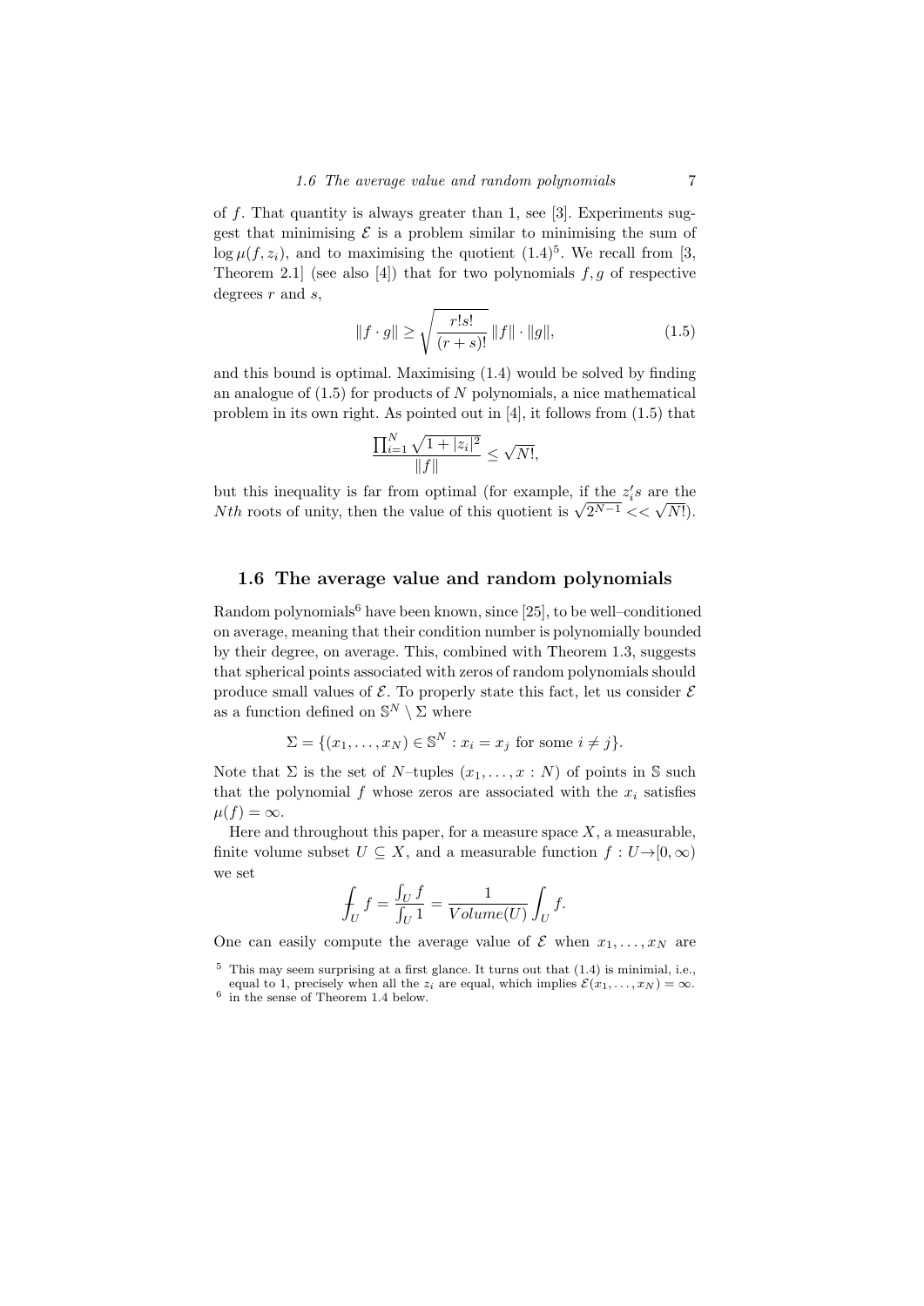of $f$. That quantity is always greater than 1, see [3]. Experiments suggest that minimising $\mathcal{E}$ is a problem similar to minimising the sum of $\log \mu(f, z_i)$, and to maximising the quotient (1.4)[5]. We recall from [3, Theorem 2.1] (see also [4]) that for two polynomials $f, g$ of respective degrees $r$ and $s$,

$$\|f \cdot g\| \geq \sqrt{\frac{r!s!}{(r+s)!}} \, \|f\| \cdot \|g\|, \tag{1.5}$$

and this bound is optimal. Maximising (1.4) would be solved by finding an analogue of (1.5) for products of $N$ polynomials, a nice mathematical problem in its own right. As pointed out in [4], it follows from (1.5) that

$$\frac{\prod_{i=1}^{N} \sqrt{1+|z_i|^2}}{\|f\|} \leq \sqrt{N!},$$

but this inequality is far from optimal (for example, if the $z_i's$ are the $Nth$ roots of unity, then the value of this quotient is $\sqrt{2^{N-1}} << \sqrt{N!}$).

## 1.6 The average value and random polynomials

Random polynomials[6] have been known, since [25], to be well–conditioned on average, meaning that their condition number is polynomially bounded by their degree, on average. This, combined with Theorem 1.3, suggests that spherical points associated with zeros of random polynomials should produce small values of $\mathcal{E}$. To properly state this fact, let us consider $\mathcal{E}$ as a function defined on $\mathbb{S}^N \setminus \Sigma$ where

$$\Sigma = \{(x_1, \ldots, x_N) \in \mathbb{S}^N : x_i = x_j \text{ for some } i \neq j\}.$$

Note that $\Sigma$ is the set of $N$–tuples $(x_1, \ldots, x : N)$ of points in $\mathbb{S}$ such that the polynomial $f$ whose zeros are associated with the $x_i$ satisfies $\mu(f) = \infty$.

Here and throughout this paper, for a measure space $X$, a measurable, finite volume subset $U \subseteq X$, and a measurable function $f : U \to [0, \infty)$ we set

$$⨍_U f = \frac{\int_U f}{\int_U 1} = \frac{1}{Volume(U)} \int_U f.$$

One can easily compute the average value of $\mathcal{E}$ when $x_1, \ldots, x_N$ are

[5] This may seem surprising at a first glance. It turns out that (1.4) is minimial, i.e., equal to 1, precisely when all the $z_i$ are equal, which implies $\mathcal{E}(x_1, \ldots, x_N) = \infty$.

[6] in the sense of Theorem 1.4 below.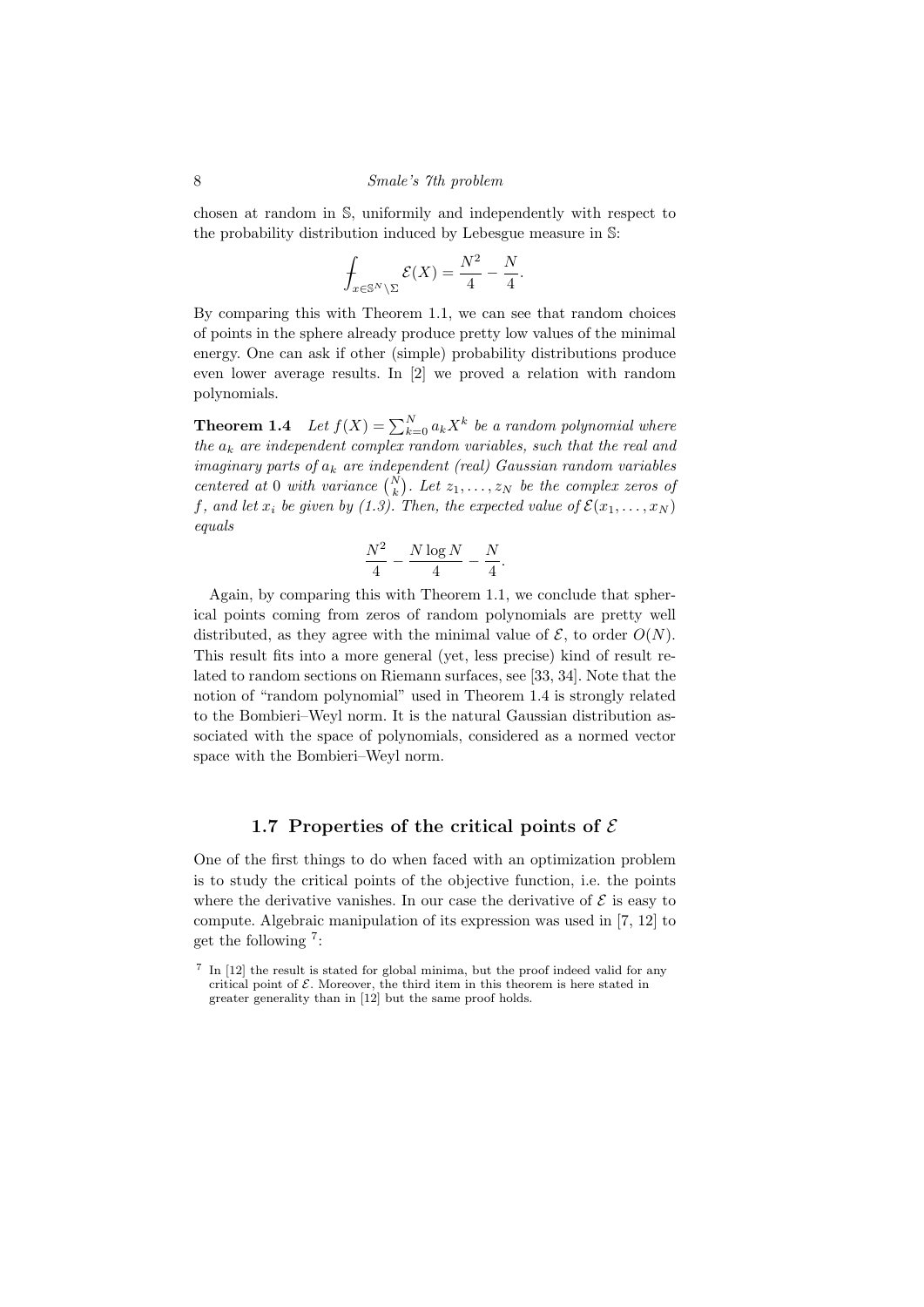chosen at random in $\mathbb{S}$, uniformily and independently with respect to the probability distribution induced by Lebesgue measure in $\mathbb{S}$:

$$\fint_{x\in\mathbb{S}^N\setminus\Sigma} \mathcal{E}(X) = \frac{N^2}{4} - \frac{N}{4}.$$

By comparing this with Theorem 1.1, we can see that random choices of points in the sphere already produce pretty low values of the minimal energy. One can ask if other (simple) probability distributions produce even lower average results. In [2] we proved a relation with random polynomials.

**Theorem 1.4** *Let $f(X) = \sum_{k=0}^{N} a_k X^k$ be a random polynomial where the $a_k$ are independent complex random variables, such that the real and imaginary parts of $a_k$ are independent (real) Gaussian random variables centered at 0 with variance $\binom{N}{k}$. Let $z_1, \ldots, z_N$ be the complex zeros of $f$, and let $x_i$ be given by (1.3). Then, the expected value of $\mathcal{E}(x_1, \ldots, x_N)$ equals*

$$\frac{N^2}{4} - \frac{N\log N}{4} - \frac{N}{4}.$$

Again, by comparing this with Theorem 1.1, we conclude that spherical points coming from zeros of random polynomials are pretty well distributed, as they agree with the minimal value of $\mathcal{E}$, to order $O(N)$. This result fits into a more general (yet, less precise) kind of result related to random sections on Riemann surfaces, see [33, 34]. Note that the notion of "random polynomial" used in Theorem 1.4 is strongly related to the Bombieri–Weyl norm. It is the natural Gaussian distribution associated with the space of polynomials, considered as a normed vector space with the Bombieri–Weyl norm.

## 1.7 Properties of the critical points of $\mathcal{E}$

One of the first things to do when faced with an optimization problem is to study the critical points of the objective function, i.e. the points where the derivative vanishes. In our case the derivative of $\mathcal{E}$ is easy to compute. Algebraic manipulation of its expression was used in [7, 12] to get the following [7]:

[7] In [12] the result is stated for global minima, but the proof indeed valid for any critical point of $\mathcal{E}$. Moreover, the third item in this theorem is here stated in greater generality than in [12] but the same proof holds.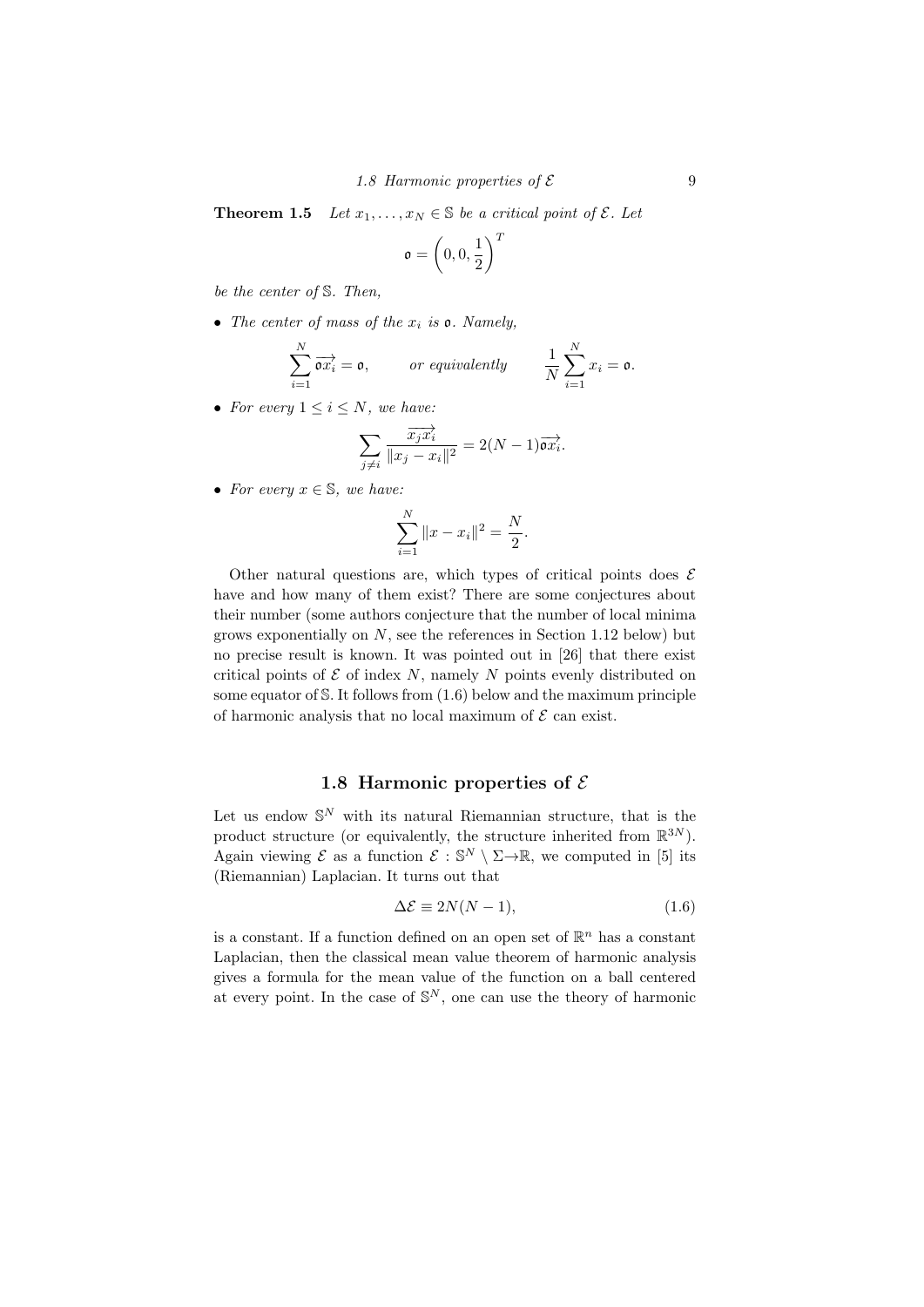**Theorem 1.5** *Let $x_1, \ldots, x_N \in \mathbb{S}$ be a critical point of $\mathcal{E}$. Let*

$$\mathfrak{o} = \left(0, 0, \frac{1}{2}\right)^T$$

*be the center of $\mathbb{S}$. Then,*

- *The center of mass of the $x_i$ is $\mathfrak{o}$. Namely,*

$$\sum_{i=1}^{N} \overrightarrow{\mathfrak{o}x_i} = \mathfrak{o}, \qquad \text{or equivalently} \qquad \frac{1}{N}\sum_{i=1}^{N} x_i = \mathfrak{o}.$$

- *For every $1 \leq i \leq N$, we have:*

$$\sum_{j \neq i} \frac{\overrightarrow{x_j x_i}}{\|x_j - x_i\|^2} = 2(N-1)\overrightarrow{\mathfrak{o}x_i}.$$

- *For every $x \in \mathbb{S}$, we have:*

$$\sum_{i=1}^{N} \|x - x_i\|^2 = \frac{N}{2}.$$

Other natural questions are, which types of critical points does $\mathcal{E}$ have and how many of them exist? There are some conjectures about their number (some authors conjecture that the number of local minima grows exponentially on $N$, see the references in Section 1.12 below) but no precise result is known. It was pointed out in [26] that there exist critical points of $\mathcal{E}$ of index $N$, namely $N$ points evenly distributed on some equator of $\mathbb{S}$. It follows from (1.6) below and the maximum principle of harmonic analysis that no local maximum of $\mathcal{E}$ can exist.

## 1.8 Harmonic properties of $\mathcal{E}$

Let us endow $\mathbb{S}^N$ with its natural Riemannian structure, that is the product structure (or equivalently, the structure inherited from $\mathbb{R}^{3N}$). Again viewing $\mathcal{E}$ as a function $\mathcal{E} : \mathbb{S}^N \setminus \Sigma \to \mathbb{R}$, we computed in [5] its (Riemannian) Laplacian. It turns out that

$$\Delta\mathcal{E} \equiv 2N(N-1), \tag{1.6}$$

is a constant. If a function defined on an open set of $\mathbb{R}^n$ has a constant Laplacian, then the classical mean value theorem of harmonic analysis gives a formula for the mean value of the function on a ball centered at every point. In the case of $\mathbb{S}^N$, one can use the theory of harmonic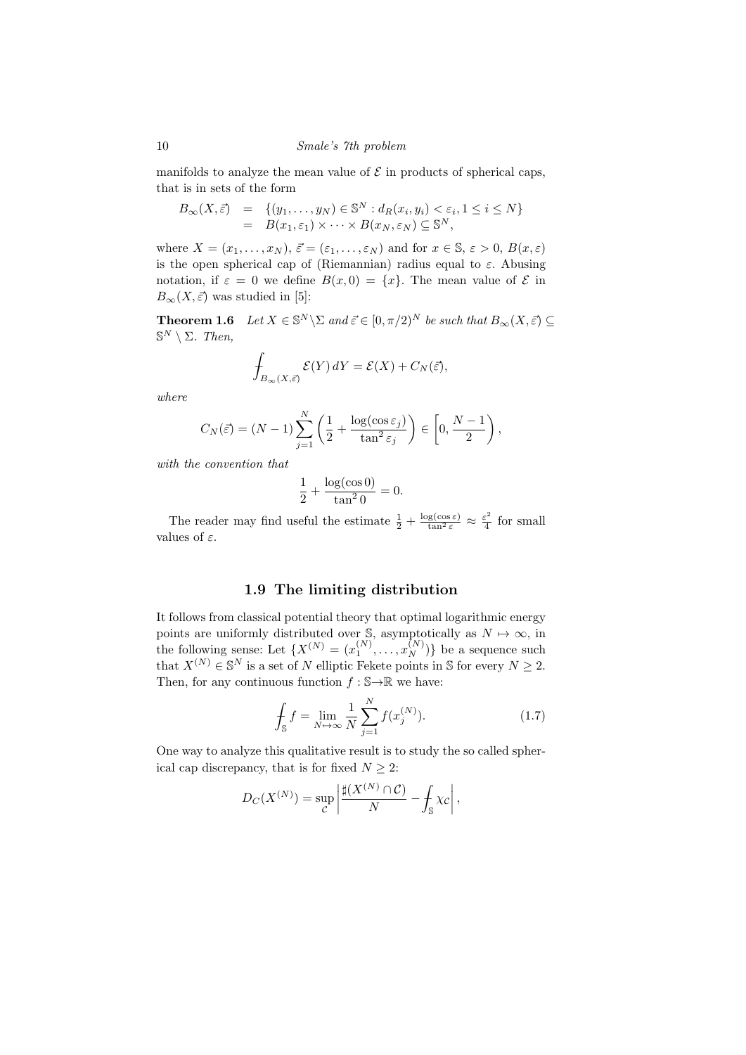manifolds to analyze the mean value of $\mathcal{E}$ in products of spherical caps, that is in sets of the form

$$
\begin{aligned}
B_\infty(X,\vec{\varepsilon}) &= \{(y_1,\ldots,y_N)\in\mathbb{S}^N : d_R(x_i,y_i)<\varepsilon_i, 1\le i\le N\}\\
&= B(x_1,\varepsilon_1)\times\cdots\times B(x_N,\varepsilon_N)\subseteq\mathbb{S}^N,
\end{aligned}
$$

where $X=(x_1,\ldots,x_N)$, $\vec{\varepsilon}=(\varepsilon_1,\ldots,\varepsilon_N)$ and for $x\in\mathbb{S}$, $\varepsilon>0$, $B(x,\varepsilon)$ is the open spherical cap of (Riemannian) radius equal to $\varepsilon$. Abusing notation, if $\varepsilon=0$ we define $B(x,0)=\{x\}$. The mean value of $\mathcal{E}$ in $B_\infty(X,\vec{\varepsilon})$ was studied in [5]:

**Theorem 1.6** *Let $X\in\mathbb{S}^N\backslash\Sigma$ and $\vec{\varepsilon}\in[0,\pi/2)^N$ be such that $B_\infty(X,\vec{\varepsilon})\subseteq\mathbb{S}^N\setminus\Sigma$. Then,*

$$
⨍_{B_\infty(X,\vec{\varepsilon})}\mathcal{E}(Y)\,dY=\mathcal{E}(X)+C_N(\vec{\varepsilon}),
$$

*where*

$$
C_N(\vec{\varepsilon})=(N-1)\sum_{j=1}^N\left(\frac{1}{2}+\frac{\log(\cos\varepsilon_j)}{\tan^2\varepsilon_j}\right)\in\left[0,\frac{N-1}{2}\right),
$$

*with the convention that*

$$
\frac{1}{2}+\frac{\log(\cos 0)}{\tan^2 0}=0.
$$

The reader may find useful the estimate $\frac{1}{2}+\frac{\log(\cos\varepsilon)}{\tan^2\varepsilon}\approx\frac{\varepsilon^2}{4}$ for small values of $\varepsilon$.

## 1.9 The limiting distribution

It follows from classical potential theory that optimal logarithmic energy points are uniformly distributed over $\mathbb{S}$, asymptotically as $N\mapsto\infty$, in the following sense: Let $\{X^{(N)}=(x_1^{(N)},\ldots,x_N^{(N)})\}$ be a sequence such that $X^{(N)}\in\mathbb{S}^N$ is a set of $N$ elliptic Fekete points in $\mathbb{S}$ for every $N\ge 2$. Then, for any continuous function $f:\mathbb{S}\to\mathbb{R}$ we have:

$$
⨍_{\mathbb{S}} f=\lim_{N\mapsto\infty}\frac{1}{N}\sum_{j=1}^N f(x_j^{(N)}). \tag{1.7}
$$

One way to analyze this qualitative result is to study the so called spherical cap discrepancy, that is for fixed $N\ge 2$:

$$
D_C(X^{(N)})=\sup_{\mathcal{C}}\left|\frac{\sharp(X^{(N)}\cap\mathcal{C})}{N}-⨍_{\mathbb{S}}\chi_{\mathcal{C}}\right|,
$$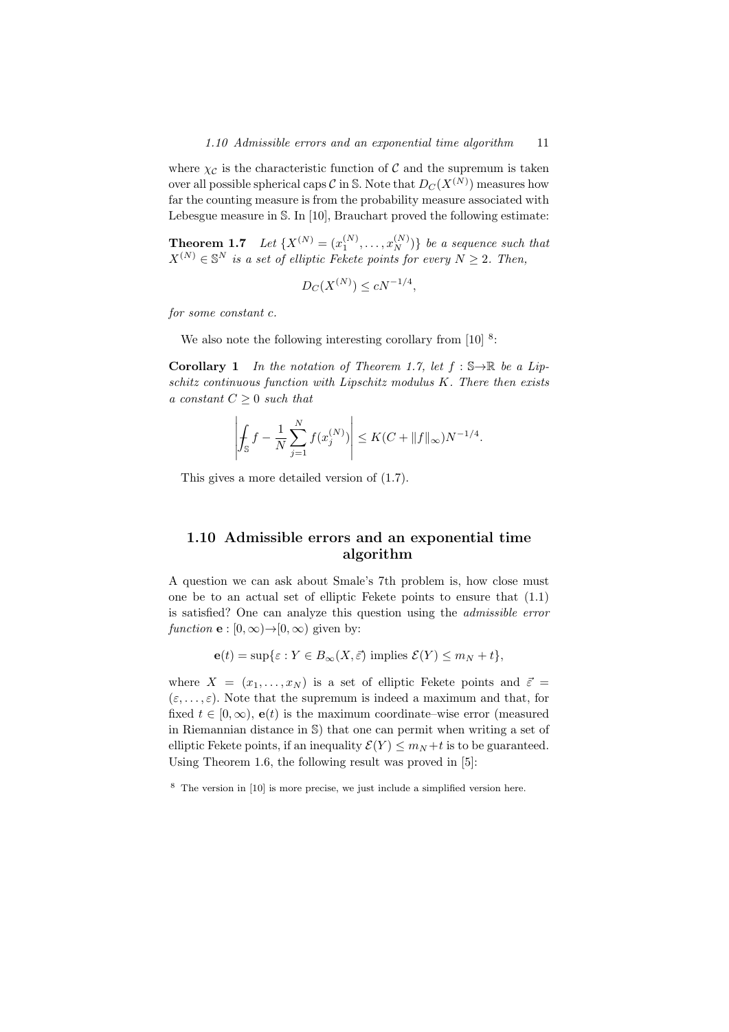where $\chi_{\mathcal{C}}$ is the characteristic function of $\mathcal{C}$ and the supremum is taken over all possible spherical caps $\mathcal{C}$ in $\mathbb{S}$. Note that $D_C(X^{(N)})$ measures how far the counting measure is from the probability measure associated with Lebesgue measure in $\mathbb{S}$. In [10], Brauchart proved the following estimate:

**Theorem 1.7** *Let $\{X^{(N)} = (x_1^{(N)}, \ldots, x_N^{(N)})\}$ be a sequence such that $X^{(N)} \in \mathbb{S}^N$ is a set of elliptic Fekete points for every $N \geq 2$. Then,*

$$D_C(X^{(N)}) \leq cN^{-1/4},$$

*for some constant $c$.*

We also note the following interesting corollary from [10] [8]:

**Corollary 1** *In the notation of Theorem 1.7, let $f : \mathbb{S} \to \mathbb{R}$ be a Lipschitz continuous function with Lipschitz modulus $K$. There then exists a constant $C \geq 0$ such that*

$$\left| \fint_{\mathbb{S}} f - \frac{1}{N} \sum_{j=1}^{N} f(x_j^{(N)}) \right| \leq K(C + \|f\|_\infty) N^{-1/4}.$$

This gives a more detailed version of (1.7).

## 1.10 Admissible errors and an exponential time algorithm

A question we can ask about Smale's 7th problem is, how close must one be to an actual set of elliptic Fekete points to ensure that (1.1) is satisfied? One can analyze this question using the *admissible error function* $\mathbf{e} : [0, \infty) \to [0, \infty)$ given by:

$$\mathbf{e}(t) = \sup\{\varepsilon : Y \in B_\infty(X, \vec{\varepsilon}) \text{ implies } \mathcal{E}(Y) \leq m_N + t\},$$

where $X = (x_1, \ldots, x_N)$ is a set of elliptic Fekete points and $\vec{\varepsilon} = (\varepsilon, \ldots, \varepsilon)$. Note that the supremum is indeed a maximum and that, for fixed $t \in [0, \infty)$, $\mathbf{e}(t)$ is the maximum coordinate–wise error (measured in Riemannian distance in $\mathbb{S}$) that one can permit when writing a set of elliptic Fekete points, if an inequality $\mathcal{E}(Y) \leq m_N + t$ is to be guaranteed. Using Theorem 1.6, the following result was proved in [5]:

[8] The version in [10] is more precise, we just include a simplified version here.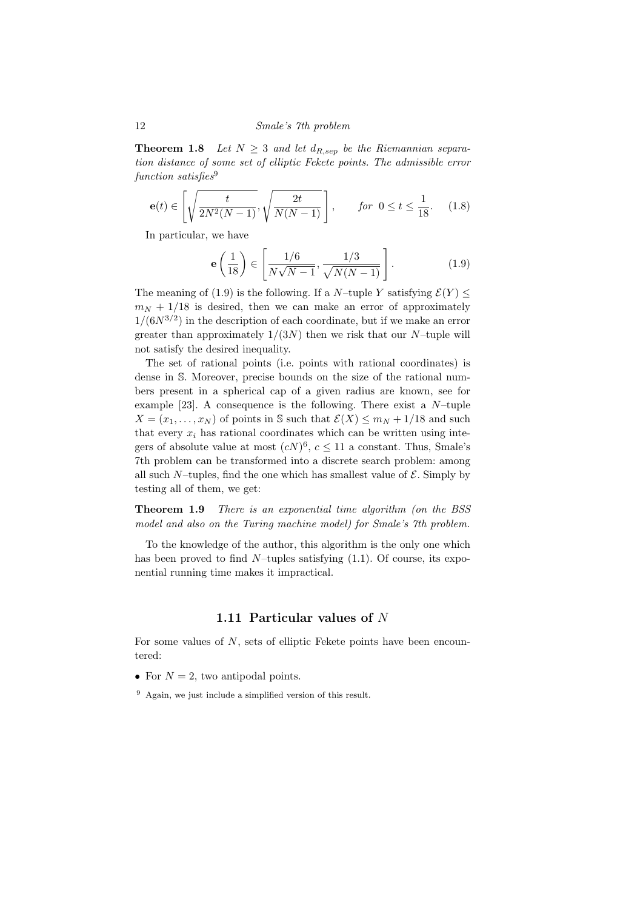**Theorem 1.8** *Let $N \geq 3$ and let $d_{R,sep}$ be the Riemannian separation distance of some set of elliptic Fekete points. The admissible error function satisfies*[9]

$$\mathbf{e}(t) \in \left[ \sqrt{\frac{t}{2N^2(N-1)}}, \sqrt{\frac{2t}{N(N-1)}} \right], \qquad \text{for } 0 \leq t \leq \frac{1}{18}. \quad (1.8)$$

In particular, we have

$$\mathbf{e}\left(\frac{1}{18}\right) \in \left[ \frac{1/6}{N\sqrt{N-1}}, \frac{1/3}{\sqrt{N(N-1)}} \right]. \quad (1.9)$$

The meaning of (1.9) is the following. If a $N$–tuple $Y$ satisfying $\mathcal{E}(Y) \leq m_N + 1/18$ is desired, then we can make an error of approximately $1/(6N^{3/2})$ in the description of each coordinate, but if we make an error greater than approximately $1/(3N)$ then we risk that our $N$–tuple will not satisfy the desired inequality.

The set of rational points (i.e. points with rational coordinates) is dense in $\mathbb{S}$. Moreover, precise bounds on the size of the rational numbers present in a spherical cap of a given radius are known, see for example [23]. A consequence is the following. There exist a $N$–tuple $X = (x_1, \ldots, x_N)$ of points in $\mathbb{S}$ such that $\mathcal{E}(X) \leq m_N + 1/18$ and such that every $x_i$ has rational coordinates which can be written using integers of absolute value at most $(cN)^6$, $c \leq 11$ a constant. Thus, Smale's 7th problem can be transformed into a discrete search problem: among all such $N$–tuples, find the one which has smallest value of $\mathcal{E}$. Simply by testing all of them, we get:

**Theorem 1.9** *There is an exponential time algorithm (on the BSS model and also on the Turing machine model) for Smale's 7th problem.*

To the knowledge of the author, this algorithm is the only one which has been proved to find $N$–tuples satisfying (1.1). Of course, its exponential running time makes it impractical.

## 1.11 Particular values of $N$

For some values of $N$, sets of elliptic Fekete points have been encountered:

- For $N = 2$, two antipodal points.

[9] Again, we just include a simplified version of this result.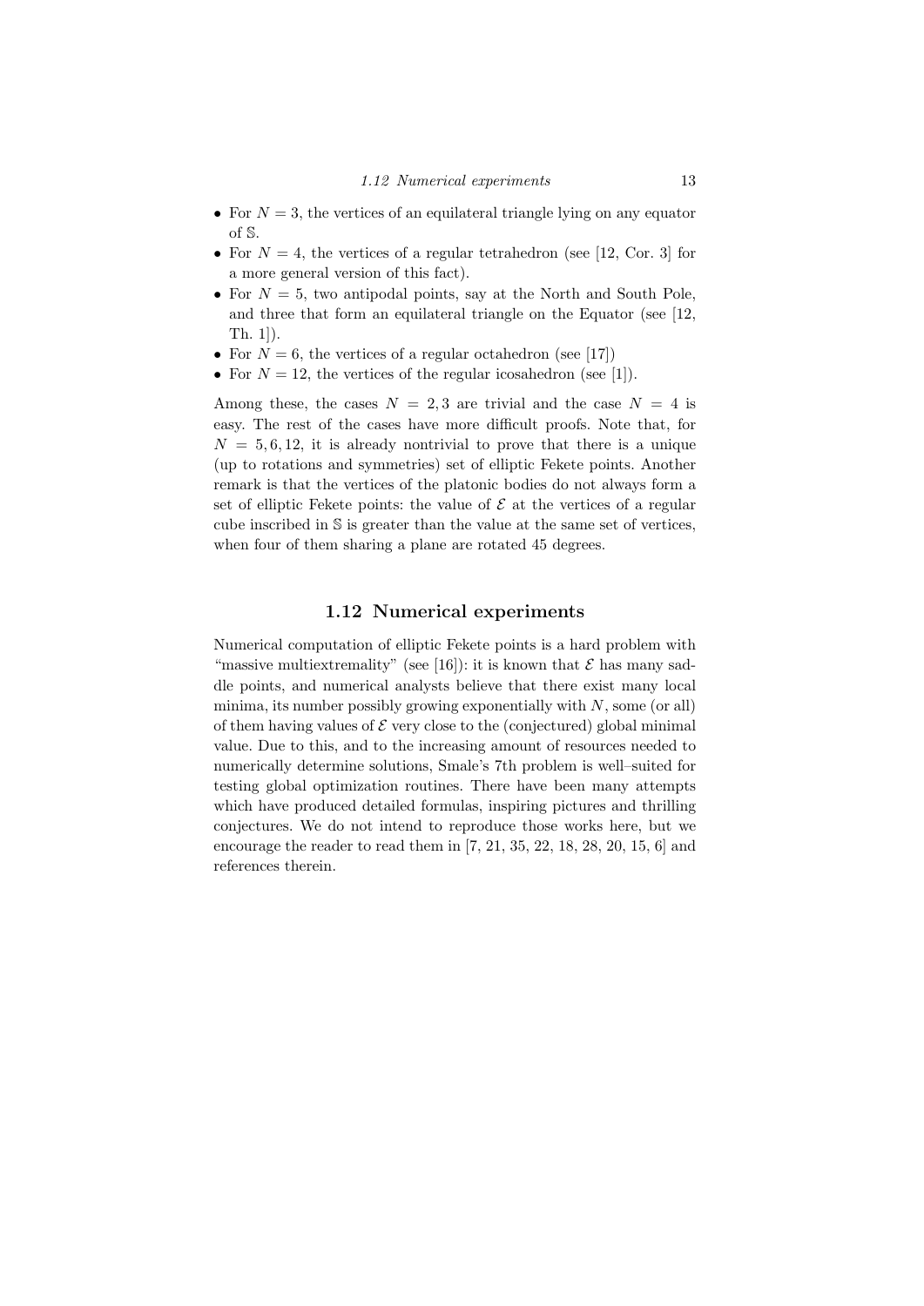- For $N = 3$, the vertices of an equilateral triangle lying on any equator of $\mathbb{S}$.
- For $N = 4$, the vertices of a regular tetrahedron (see [12, Cor. 3] for a more general version of this fact).
- For $N = 5$, two antipodal points, say at the North and South Pole, and three that form an equilateral triangle on the Equator (see [12, Th. 1]).
- For $N = 6$, the vertices of a regular octahedron (see [17])
- For $N = 12$, the vertices of the regular icosahedron (see [1]).

Among these, the cases $N = 2, 3$ are trivial and the case $N = 4$ is easy. The rest of the cases have more difficult proofs. Note that, for $N = 5, 6, 12$, it is already nontrivial to prove that there is a unique (up to rotations and symmetries) set of elliptic Fekete points. Another remark is that the vertices of the platonic bodies do not always form a set of elliptic Fekete points: the value of $\mathcal{E}$ at the vertices of a regular cube inscribed in $\mathbb{S}$ is greater than the value at the same set of vertices, when four of them sharing a plane are rotated 45 degrees.

## 1.12 Numerical experiments

Numerical computation of elliptic Fekete points is a hard problem with "massive multiextremality" (see [16]): it is known that $\mathcal{E}$ has many saddle points, and numerical analysts believe that there exist many local minima, its number possibly growing exponentially with $N$, some (or all) of them having values of $\mathcal{E}$ very close to the (conjectured) global minimal value. Due to this, and to the increasing amount of resources needed to numerically determine solutions, Smale's 7th problem is well–suited for testing global optimization routines. There have been many attempts which have produced detailed formulas, inspiring pictures and thrilling conjectures. We do not intend to reproduce those works here, but we encourage the reader to read them in [7, 21, 35, 22, 18, 28, 20, 15, 6] and references therein.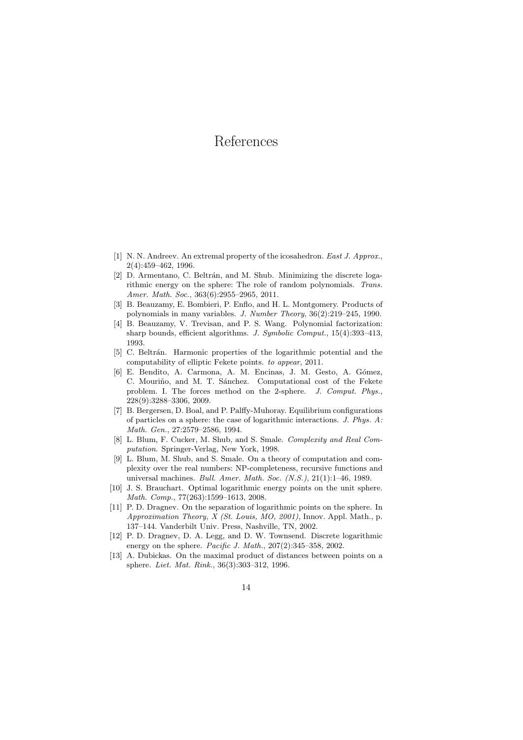# References

[1] N. N. Andreev. An extremal property of the icosahedron. *East J. Approx.*, 2(4):459–462, 1996.

[2] D. Armentano, C. Beltrán, and M. Shub. Minimizing the discrete logarithmic energy on the sphere: The role of random polynomials. *Trans. Amer. Math. Soc.*, 363(6):2955–2965, 2011.

[3] B. Beauzamy, E. Bombieri, P. Enflo, and H. L. Montgomery. Products of polynomials in many variables. *J. Number Theory*, 36(2):219–245, 1990.

[4] B. Beauzamy, V. Trevisan, and P. S. Wang. Polynomial factorization: sharp bounds, efficient algorithms. *J. Symbolic Comput.*, 15(4):393–413, 1993.

[5] C. Beltrán. Harmonic properties of the logarithmic potential and the computability of elliptic Fekete points. *to appear*, 2011.

[6] E. Bendito, A. Carmona, A. M. Encinas, J. M. Gesto, A. Gómez, C. Mouriño, and M. T. Sánchez. Computational cost of the Fekete problem. I. The forces method on the 2-sphere. *J. Comput. Phys.*, 228(9):3288–3306, 2009.

[7] B. Bergersen, D. Boal, and P. Palffy-Muhoray. Equilibrium configurations of particles on a sphere: the case of logarithmic interactions. *J. Phys. A: Math. Gen.*, 27:2579–2586, 1994.

[8] L. Blum, F. Cucker, M. Shub, and S. Smale. *Complexity and Real Computation*. Springer-Verlag, New York, 1998.

[9] L. Blum, M. Shub, and S. Smale. On a theory of computation and complexity over the real numbers: NP-completeness, recursive functions and universal machines. *Bull. Amer. Math. Soc. (N.S.)*, 21(1):1–46, 1989.

[10] J. S. Brauchart. Optimal logarithmic energy points on the unit sphere. *Math. Comp.*, 77(263):1599–1613, 2008.

[11] P. D. Dragnev. On the separation of logarithmic points on the sphere. In *Approximation Theory, X (St. Louis, MO, 2001)*, Innov. Appl. Math., p. 137–144. Vanderbilt Univ. Press, Nashville, TN, 2002.

[12] P. D. Dragnev, D. A. Legg, and D. W. Townsend. Discrete logarithmic energy on the sphere. *Pacific J. Math.*, 207(2):345–358, 2002.

[13] A. Dubickas. On the maximal product of distances between points on a sphere. *Liet. Mat. Rink.*, 36(3):303–312, 1996.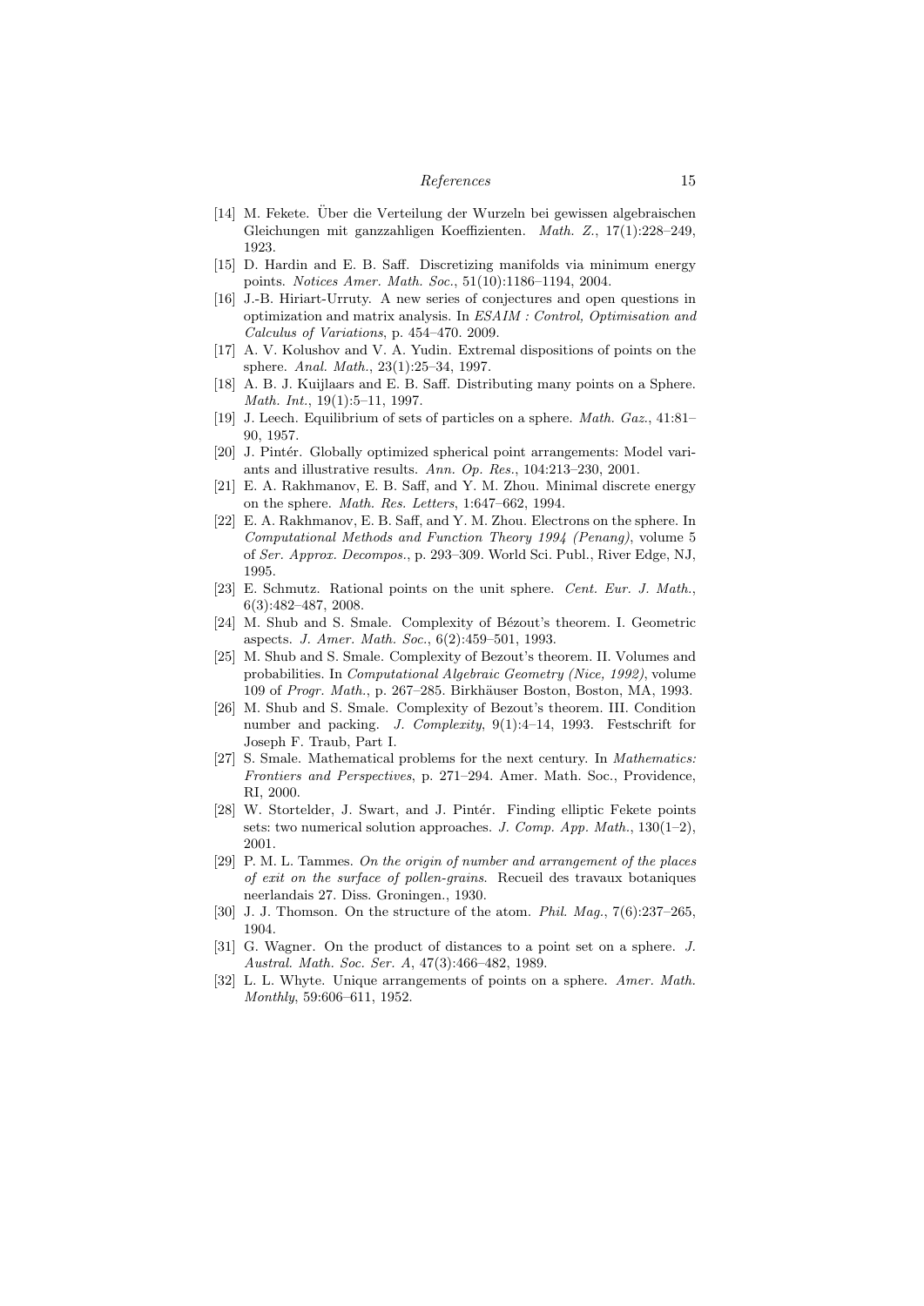[14] M. Fekete. Über die Verteilung der Wurzeln bei gewissen algebraischen Gleichungen mit ganzzahligen Koeffizienten. *Math. Z.*, 17(1):228–249, 1923.

[15] D. Hardin and E. B. Saff. Discretizing manifolds via minimum energy points. *Notices Amer. Math. Soc.*, 51(10):1186–1194, 2004.

[16] J.-B. Hiriart-Urruty. A new series of conjectures and open questions in optimization and matrix analysis. In *ESAIM : Control, Optimisation and Calculus of Variations*, p. 454–470. 2009.

[17] A. V. Kolushov and V. A. Yudin. Extremal dispositions of points on the sphere. *Anal. Math.*, 23(1):25–34, 1997.

[18] A. B. J. Kuijlaars and E. B. Saff. Distributing many points on a Sphere. *Math. Int.*, 19(1):5–11, 1997.

[19] J. Leech. Equilibrium of sets of particles on a sphere. *Math. Gaz.*, 41:81–90, 1957.

[20] J. Pintér. Globally optimized spherical point arrangements: Model variants and illustrative results. *Ann. Op. Res.*, 104:213–230, 2001.

[21] E. A. Rakhmanov, E. B. Saff, and Y. M. Zhou. Minimal discrete energy on the sphere. *Math. Res. Letters*, 1:647–662, 1994.

[22] E. A. Rakhmanov, E. B. Saff, and Y. M. Zhou. Electrons on the sphere. In *Computational Methods and Function Theory 1994 (Penang)*, volume 5 of *Ser. Approx. Decompos.*, p. 293–309. World Sci. Publ., River Edge, NJ, 1995.

[23] E. Schmutz. Rational points on the unit sphere. *Cent. Eur. J. Math.*, 6(3):482–487, 2008.

[24] M. Shub and S. Smale. Complexity of Bézout's theorem. I. Geometric aspects. *J. Amer. Math. Soc.*, 6(2):459–501, 1993.

[25] M. Shub and S. Smale. Complexity of Bezout's theorem. II. Volumes and probabilities. In *Computational Algebraic Geometry (Nice, 1992)*, volume 109 of *Progr. Math.*, p. 267–285. Birkhäuser Boston, Boston, MA, 1993.

[26] M. Shub and S. Smale. Complexity of Bezout's theorem. III. Condition number and packing. *J. Complexity*, 9(1):4–14, 1993. Festschrift for Joseph F. Traub, Part I.

[27] S. Smale. Mathematical problems for the next century. In *Mathematics: Frontiers and Perspectives*, p. 271–294. Amer. Math. Soc., Providence, RI, 2000.

[28] W. Stortelder, J. Swart, and J. Pintér. Finding elliptic Fekete points sets: two numerical solution approaches. *J. Comp. App. Math.*, 130(1–2), 2001.

[29] P. M. L. Tammes. *On the origin of number and arrangement of the places of exit on the surface of pollen-grains*. Recueil des travaux botaniques neerlandais 27. Diss. Groningen., 1930.

[30] J. J. Thomson. On the structure of the atom. *Phil. Mag.*, 7(6):237–265, 1904.

[31] G. Wagner. On the product of distances to a point set on a sphere. *J. Austral. Math. Soc. Ser. A*, 47(3):466–482, 1989.

[32] L. L. Whyte. Unique arrangements of points on a sphere. *Amer. Math. Monthly*, 59:606–611, 1952.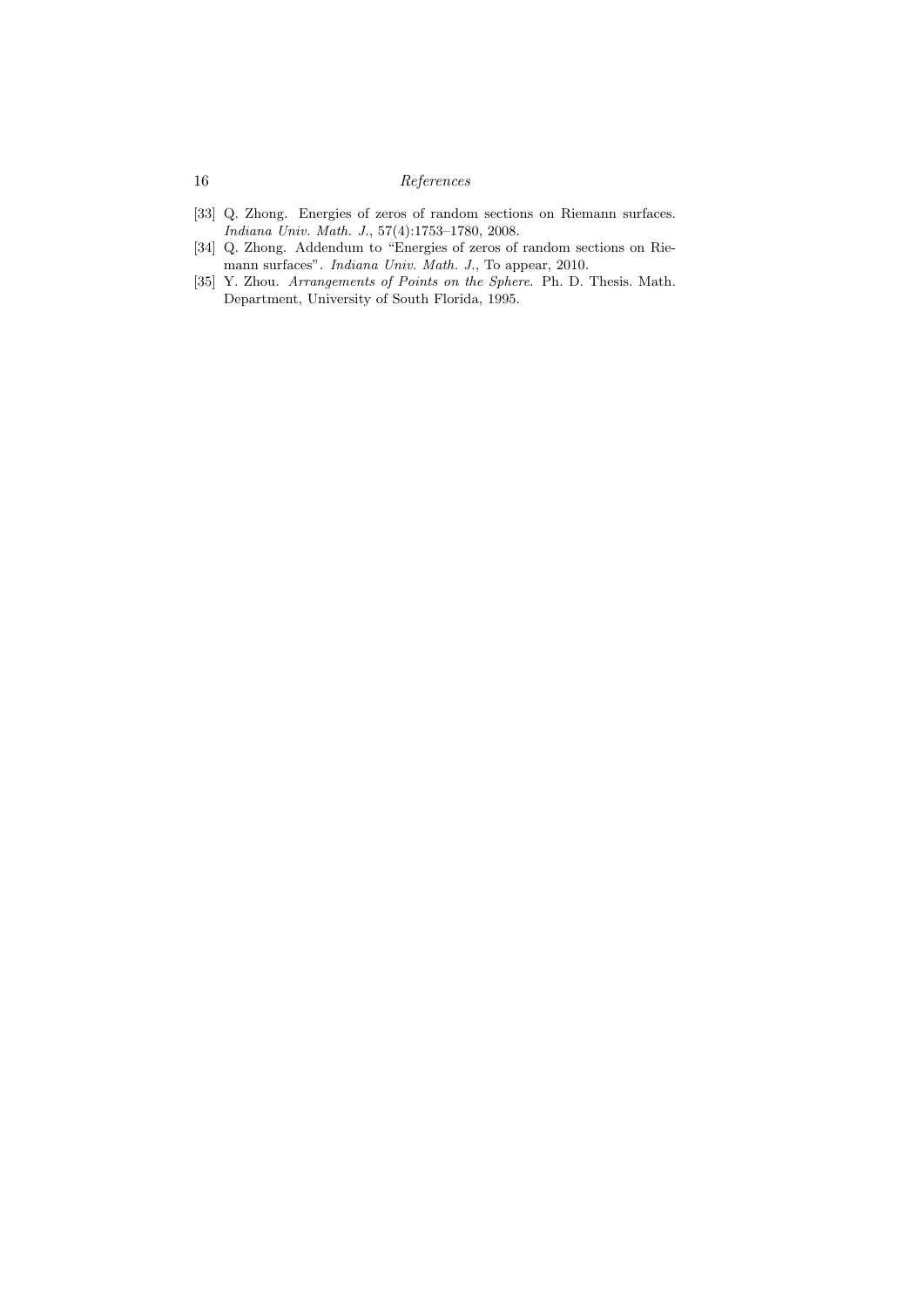[33] Q. Zhong. Energies of zeros of random sections on Riemann surfaces. *Indiana Univ. Math. J.*, 57(4):1753–1780, 2008.

[34] Q. Zhong. Addendum to "Energies of zeros of random sections on Riemann surfaces". *Indiana Univ. Math. J.*, To appear, 2010.

[35] Y. Zhou. *Arrangements of Points on the Sphere*. Ph. D. Thesis. Math. Department, University of South Florida, 1995.